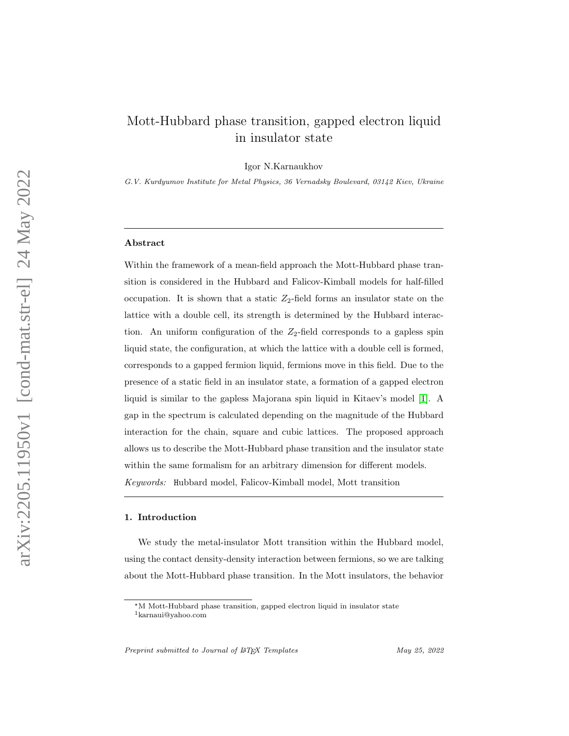# Mott-Hubbard phase transition, gapped electron liquid in insulator state

Igor N.Karnaukhov

*G.V. Kurdyumov Institute for Metal Physics, 36 Vernadsky Boulevard, 03142 Kiev, Ukraine*

---

## Abstract

Within the framework of a mean-field approach the Mott-Hubbard phase transition is considered in the Hubbard and Falicov-Kimball models for half-filled occupation. It is shown that a static $Z_2$-field forms an insulator state on the lattice with a double cell, its strength is determined by the Hubbard interaction. An uniform configuration of the $Z_2$-field corresponds to a gapless spin liquid state, the configuration, at which the lattice with a double cell is formed, corresponds to a gapped fermion liquid, fermions move in this field. Due to the presence of a static field in an insulator state, a formation of a gapped electron liquid is similar to the gapless Majorana spin liquid in Kitaev's model [1]. A gap in the spectrum is calculated depending on the magnitude of the Hubbard interaction for the chain, square and cubic lattices. The proposed approach allows us to describe the Mott-Hubbard phase transition and the insulator state within the same formalism for an arbitrary dimension for different models.

*Keywords:* Hubbard model, Falicov-Kimball model, Mott transition

---

## 1. Introduction

We study the metal-insulator Mott transition within the Hubbard model, using the contact density-density interaction between fermions, so we are talking about the Mott-Hubbard phase transition. In the Mott insulators, the behavior

---

*M Mott-Hubbard phase transition, gapped electron liquid in insulator state

[1] karnaui@yahoo.com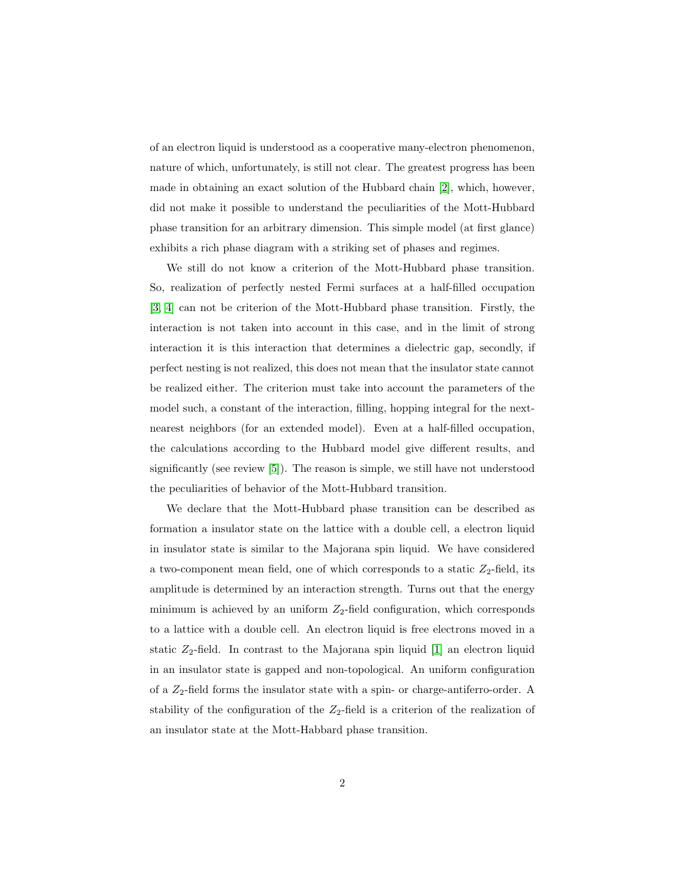of an electron liquid is understood as a cooperative many-electron phenomenon, nature of which, unfortunately, is still not clear. The greatest progress has been made in obtaining an exact solution of the Hubbard chain [2], which, however, did not make it possible to understand the peculiarities of the Mott-Hubbard phase transition for an arbitrary dimension. This simple model (at first glance) exhibits a rich phase diagram with a striking set of phases and regimes.

We still do not know a criterion of the Mott-Hubbard phase transition. So, realization of perfectly nested Fermi surfaces at a half-filled occupation [3, 4] can not be criterion of the Mott-Hubbard phase transition. Firstly, the interaction is not taken into account in this case, and in the limit of strong interaction it is this interaction that determines a dielectric gap, secondly, if perfect nesting is not realized, this does not mean that the insulator state cannot be realized either. The criterion must take into account the parameters of the model such, a constant of the interaction, filling, hopping integral for the next-nearest neighbors (for an extended model). Even at a half-filled occupation, the calculations according to the Hubbard model give different results, and significantly (see review [5]). The reason is simple, we still have not understood the peculiarities of behavior of the Mott-Hubbard transition.

We declare that the Mott-Hubbard phase transition can be described as formation a insulator state on the lattice with a double cell, a electron liquid in insulator state is similar to the Majorana spin liquid. We have considered a two-component mean field, one of which corresponds to a static $Z_2$-field, its amplitude is determined by an interaction strength. Turns out that the energy minimum is achieved by an uniform $Z_2$-field configuration, which corresponds to a lattice with a double cell. An electron liquid is free electrons moved in a static $Z_2$-field. In contrast to the Majorana spin liquid [1] an electron liquid in an insulator state is gapped and non-topological. An uniform configuration of a $Z_2$-field forms the insulator state with a spin- or charge-antiferro-order. A stability of the configuration of the $Z_2$-field is a criterion of the realization of an insulator state at the Mott-Habbard phase transition.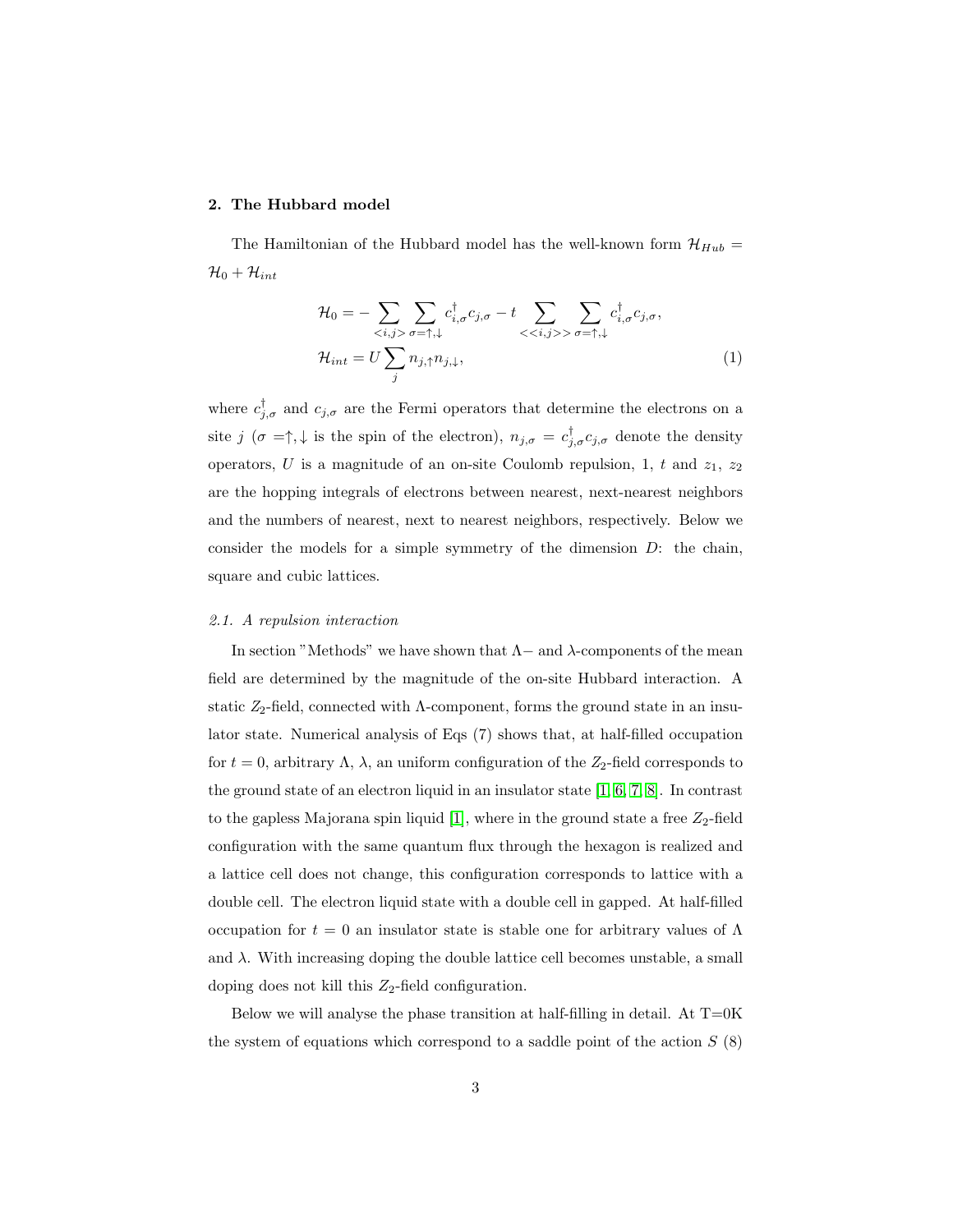## 2. The Hubbard model

The Hamiltonian of the Hubbard model has the well-known form $\mathcal{H}_{Hub} = \mathcal{H}_0 + \mathcal{H}_{int}$

$$
\begin{aligned}
\mathcal{H}_0 &= -\sum_{<i,j>}\sum_{\sigma=\uparrow,\downarrow} c^\dagger_{i,\sigma}c_{j,\sigma} - t\sum_{<<i,j>>}\sum_{\sigma=\uparrow,\downarrow} c^\dagger_{i,\sigma}c_{j,\sigma},\\
\mathcal{H}_{int} &= U\sum_j n_{j,\uparrow}n_{j,\downarrow},
\end{aligned}
\tag{1}
$$

where $c^\dagger_{j,\sigma}$ and $c_{j,\sigma}$ are the Fermi operators that determine the electrons on a site $j$ ($\sigma =\uparrow,\downarrow$ is the spin of the electron), $n_{j,\sigma} = c^\dagger_{j,\sigma}c_{j,\sigma}$ denote the density operators, $U$ is a magnitude of an on-site Coulomb repulsion, 1, $t$ and $z_1$, $z_2$ are the hopping integrals of electrons between nearest, next-nearest neighbors and the numbers of nearest, next to nearest neighbors, respectively. Below we consider the models for a simple symmetry of the dimension $D$: the chain, square and cubic lattices.

### 2.1. A repulsion interaction

In section "Methods" we have shown that $\Lambda-$ and $\lambda$-components of the mean field are determined by the magnitude of the on-site Hubbard interaction. A static $Z_2$-field, connected with $\Lambda$-component, forms the ground state in an insulator state. Numerical analysis of Eqs (7) shows that, at half-filled occupation for $t = 0$, arbitrary $\Lambda$, $\lambda$, an uniform configuration of the $Z_2$-field corresponds to the ground state of an electron liquid in an insulator state [1, 6, 7, 8]. In contrast to the gapless Majorana spin liquid [1], where in the ground state a free $Z_2$-field configuration with the same quantum flux through the hexagon is realized and a lattice cell does not change, this configuration corresponds to lattice with a double cell. The electron liquid state with a double cell in gapped. At half-filled occupation for $t = 0$ an insulator state is stable one for arbitrary values of $\Lambda$ and $\lambda$. With increasing doping the double lattice cell becomes unstable, a small doping does not kill this $Z_2$-field configuration.

Below we will analyse the phase transition at half-filling in detail. At T=0K the system of equations which correspond to a saddle point of the action $S$ (8)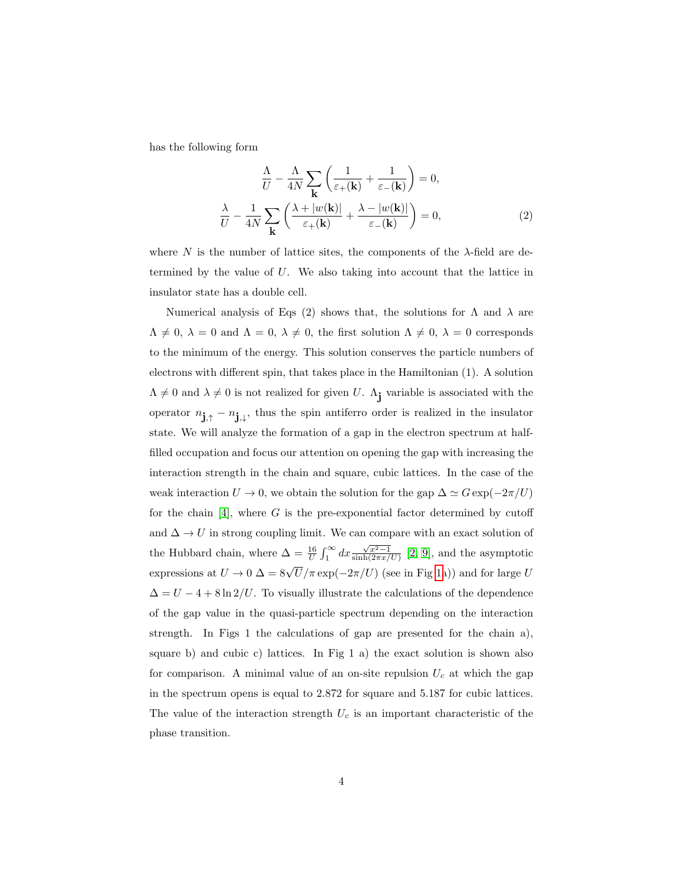has the following form

$$\frac{\Lambda}{U} - \frac{\Lambda}{4N}\sum_{\mathbf{k}}\left(\frac{1}{\varepsilon_+(\mathbf{k})} + \frac{1}{\varepsilon_-(\mathbf{k})}\right) = 0,$$
$$\frac{\lambda}{U} - \frac{1}{4N}\sum_{\mathbf{k}}\left(\frac{\lambda + |w(\mathbf{k})|}{\varepsilon_+(\mathbf{k})} + \frac{\lambda - |w(\mathbf{k})|}{\varepsilon_-(\mathbf{k})}\right) = 0, \tag{2}$$

where $N$ is the number of lattice sites, the components of the $\lambda$-field are determined by the value of $U$. We also taking into account that the lattice in insulator state has a double cell.

Numerical analysis of Eqs (2) shows that, the solutions for $\Lambda$ and $\lambda$ are $\Lambda \neq 0$, $\lambda = 0$ and $\Lambda = 0$, $\lambda \neq 0$, the first solution $\Lambda \neq 0$, $\lambda = 0$ corresponds to the minimum of the energy. This solution conserves the particle numbers of electrons with different spin, that takes place in the Hamiltonian (1). A solution $\Lambda \neq 0$ and $\lambda \neq 0$ is not realized for given $U$. $\Lambda_{\mathbf{j}}$ variable is associated with the operator $n_{\mathbf{j},\uparrow} - n_{\mathbf{j},\downarrow}$, thus the spin antiferro order is realized in the insulator state. We will analyze the formation of a gap in the electron spectrum at half-filled occupation and focus our attention on opening the gap with increasing the interaction strength in the chain and square, cubic lattices. In the case of the weak interaction $U \to 0$, we obtain the solution for the gap $\Delta \simeq G\exp(-2\pi/U)$ for the chain [4], where $G$ is the pre-exponential factor determined by cutoff and $\Delta \to U$ in strong coupling limit. We can compare with an exact solution of the Hubbard chain, where $\Delta = \frac{16}{U}\int_1^\infty dx \frac{\sqrt{x^2-1}}{\sinh(2\pi x/U)}$ [2, 9], and the asymptotic expressions at $U \to 0$ $\Delta = 8\sqrt{U}/\pi\exp(-2\pi/U)$ (see in Fig 1a)) and for large $U$ $\Delta = U - 4 + 8\ln 2/U$. To visually illustrate the calculations of the dependence of the gap value in the quasi-particle spectrum depending on the interaction strength. In Figs 1 the calculations of gap are presented for the chain a), square b) and cubic c) lattices. In Fig 1 a) the exact solution is shown also for comparison. A minimal value of an on-site repulsion $U_c$ at which the gap in the spectrum opens is equal to 2.872 for square and 5.187 for cubic lattices. The value of the interaction strength $U_c$ is an important characteristic of the phase transition.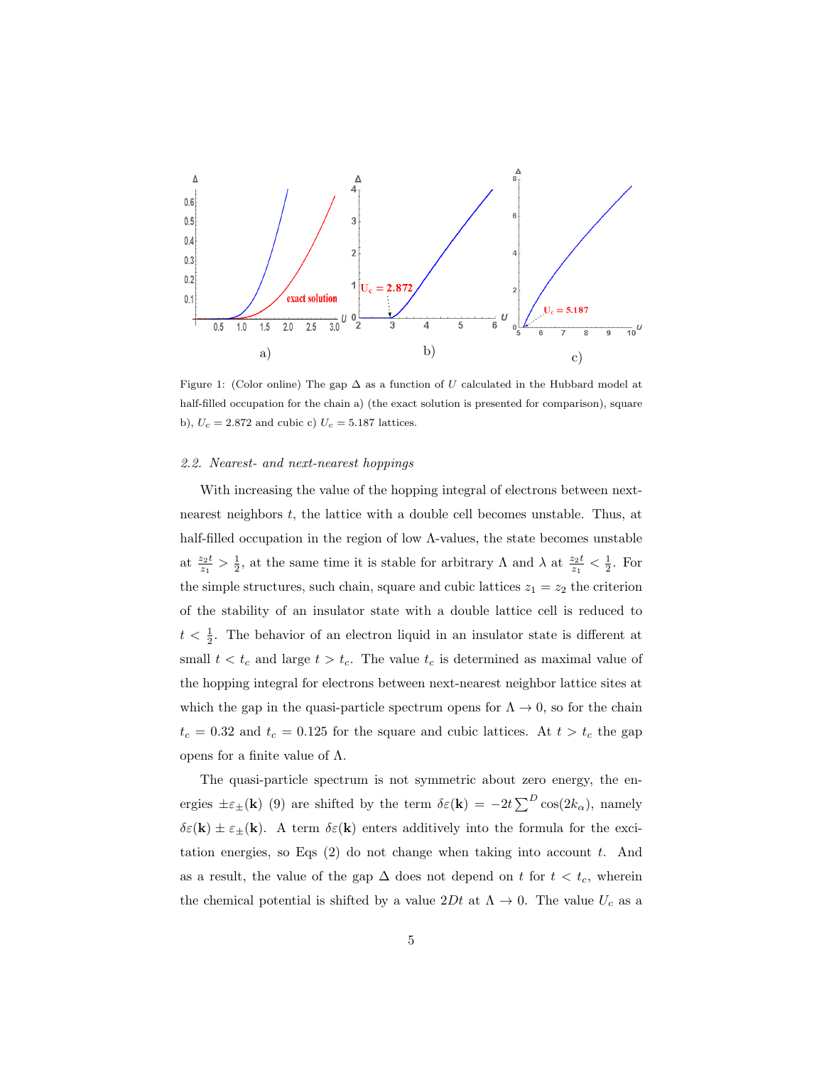Figure 1: (Color online) The gap $\Delta$ as a function of $U$ calculated in the Hubbard model at half-filled occupation for the chain a) (the exact solution is presented for comparison), square b), $U_c = 2.872$ and cubic c) $U_c = 5.187$ lattices.

### 2.2. Nearest- and next-nearest hoppings

With increasing the value of the hopping integral of electrons between next-nearest neighbors $t$, the lattice with a double cell becomes unstable. Thus, at half-filled occupation in the region of low $\Lambda$-values, the state becomes unstable at $\frac{z_2 t}{z_1} > \frac{1}{2}$, at the same time it is stable for arbitrary $\Lambda$ and $\lambda$ at $\frac{z_2 t}{z_1} < \frac{1}{2}$. For the simple structures, such chain, square and cubic lattices $z_1 = z_2$ the criterion of the stability of an insulator state with a double lattice cell is reduced to $t < \frac{1}{2}$. The behavior of an electron liquid in an insulator state is different at small $t < t_c$ and large $t > t_c$. The value $t_c$ is determined as maximal value of the hopping integral for electrons between next-nearest neighbor lattice sites at which the gap in the quasi-particle spectrum opens for $\Lambda \to 0$, so for the chain $t_c = 0.32$ and $t_c = 0.125$ for the square and cubic lattices. At $t > t_c$ the gap opens for a finite value of $\Lambda$.

The quasi-particle spectrum is not symmetric about zero energy, the energies $\pm\varepsilon_\pm(\mathbf{k})$ (9) are shifted by the term $\delta\varepsilon(\mathbf{k}) = -2t\sum^D \cos(2k_\alpha)$, namely $\delta\varepsilon(\mathbf{k}) \pm \varepsilon_\pm(\mathbf{k})$. A term $\delta\varepsilon(\mathbf{k})$ enters additively into the formula for the excitation energies, so Eqs (2) do not change when taking into account $t$. And as a result, the value of the gap $\Delta$ does not depend on $t$ for $t < t_c$, wherein the chemical potential is shifted by a value $2Dt$ at $\Lambda \to 0$. The value $U_c$ as a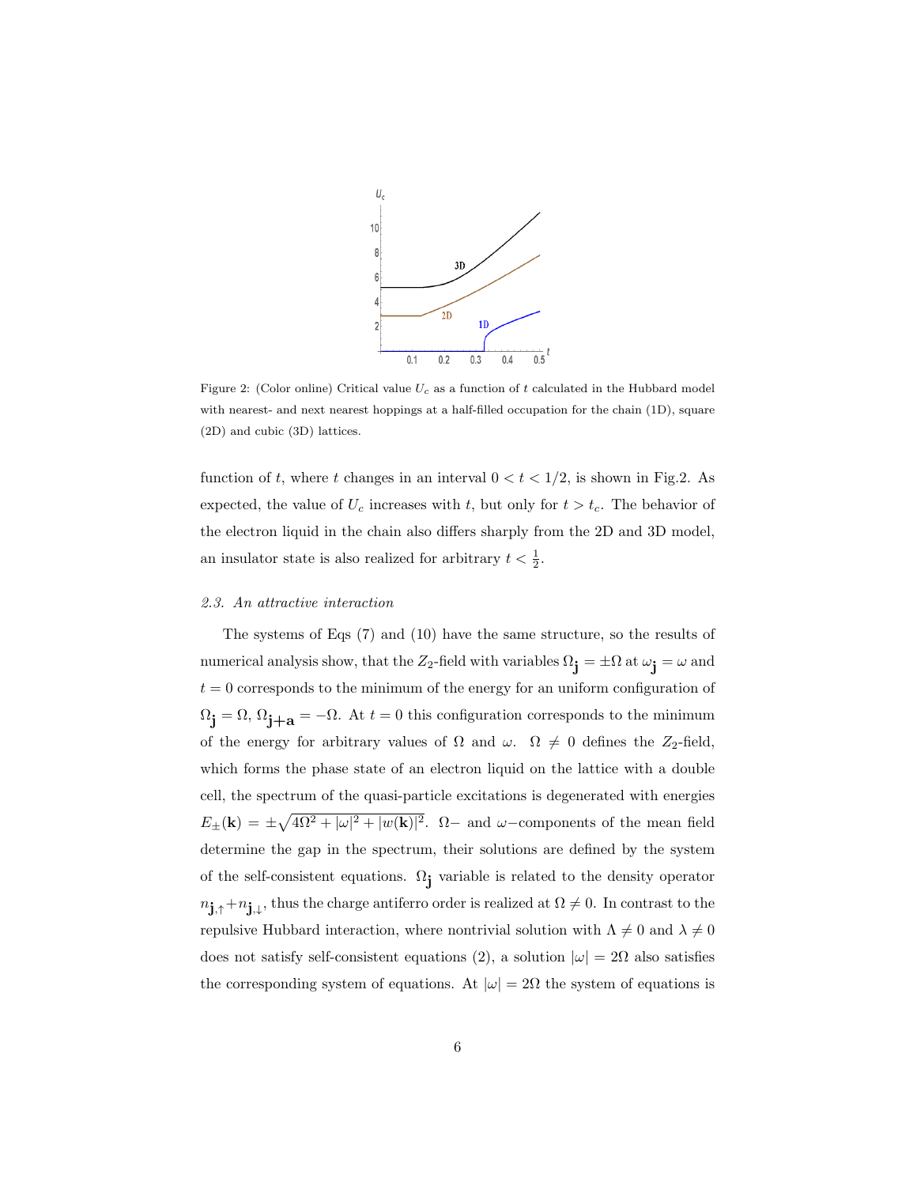Figure 2: (Color online) Critical value $U_c$ as a function of $t$ calculated in the Hubbard model with nearest- and next nearest hoppings at a half-filled occupation for the chain (1D), square (2D) and cubic (3D) lattices.

function of $t$, where $t$ changes in an interval $0 < t < 1/2$, is shown in Fig.2. As expected, the value of $U_c$ increases with $t$, but only for $t > t_c$. The behavior of the electron liquid in the chain also differs sharply from the 2D and 3D model, an insulator state is also realized for arbitrary $t < \frac{1}{2}$.

### *2.3. An attractive interaction*

The systems of Eqs (7) and (10) have the same structure, so the results of numerical analysis show, that the $Z_2$-field with variables $\Omega_{\mathbf{j}} = \pm\Omega$ at $\omega_{\mathbf{j}} = \omega$ and $t = 0$ corresponds to the minimum of the energy for an uniform configuration of $\Omega_{\mathbf{j}} = \Omega$, $\Omega_{\mathbf{j+a}} = -\Omega$. At $t = 0$ this configuration corresponds to the minimum of the energy for arbitrary values of $\Omega$ and $\omega$. $\Omega \neq 0$ defines the $Z_2$-field, which forms the phase state of an electron liquid on the lattice with a double cell, the spectrum of the quasi-particle excitations is degenerated with energies $E_{\pm}(\mathbf{k}) = \pm\sqrt{4\Omega^2 + |\omega|^2 + |w(\mathbf{k})|^2}$. $\Omega-$ and $\omega-$components of the mean field determine the gap in the spectrum, their solutions are defined by the system of the self-consistent equations. $\Omega_{\mathbf{j}}$ variable is related to the density operator $n_{\mathbf{j},\uparrow} + n_{\mathbf{j},\downarrow}$, thus the charge antiferro order is realized at $\Omega \neq 0$. In contrast to the repulsive Hubbard interaction, where nontrivial solution with $\Lambda \neq 0$ and $\lambda \neq 0$ does not satisfy self-consistent equations (2), a solution $|\omega| = 2\Omega$ also satisfies the corresponding system of equations. At $|\omega| = 2\Omega$ the system of equations is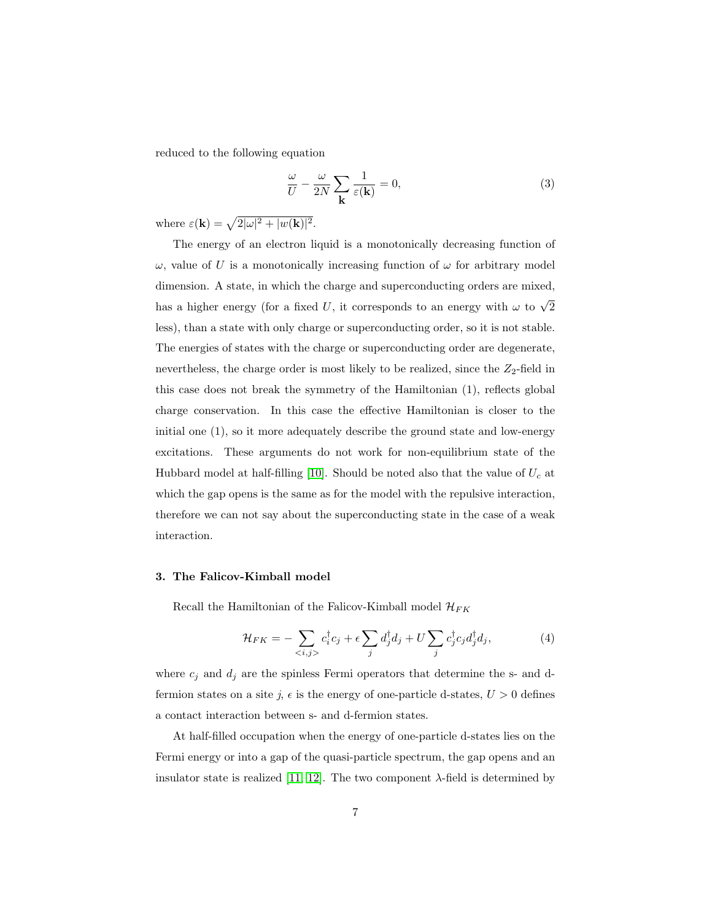reduced to the following equation

$$\frac{\omega}{U} - \frac{\omega}{2N}\sum_{\mathbf{k}} \frac{1}{\varepsilon(\mathbf{k})} = 0, \tag{3}$$

where $\varepsilon(\mathbf{k}) = \sqrt{2|\omega|^2 + |w(\mathbf{k})|^2}$.

The energy of an electron liquid is a monotonically decreasing function of $\omega$, value of $U$ is a monotonically increasing function of $\omega$ for arbitrary model dimension. A state, in which the charge and superconducting orders are mixed, has a higher energy (for a fixed $U$, it corresponds to an energy with $\omega$ to $\sqrt{2}$ less), than a state with only charge or superconducting order, so it is not stable. The energies of states with the charge or superconducting order are degenerate, nevertheless, the charge order is most likely to be realized, since the $Z_2$-field in this case does not break the symmetry of the Hamiltonian (1), reflects global charge conservation. In this case the effective Hamiltonian is closer to the initial one (1), so it more adequately describe the ground state and low-energy excitations. These arguments do not work for non-equilibrium state of the Hubbard model at half-filling [10]. Should be noted also that the value of $U_c$ at which the gap opens is the same as for the model with the repulsive interaction, therefore we can not say about the superconducting state in the case of a weak interaction.

### 3. The Falicov-Kimball model

Recall the Hamiltonian of the Falicov-Kimball model $\mathcal{H}_{FK}$

$$\mathcal{H}_{FK} = -\sum_{<i,j>} c_i^\dagger c_j + \epsilon \sum_j d_j^\dagger d_j + U \sum_j c_j^\dagger c_j d_j^\dagger d_j, \tag{4}$$

where $c_j$ and $d_j$ are the spinless Fermi operators that determine the s- and d-fermion states on a site $j$, $\epsilon$ is the energy of one-particle d-states, $U > 0$ defines a contact interaction between s- and d-fermion states.

At half-filled occupation when the energy of one-particle d-states lies on the Fermi energy or into a gap of the quasi-particle spectrum, the gap opens and an insulator state is realized [11, 12]. The two component $\lambda$-field is determined by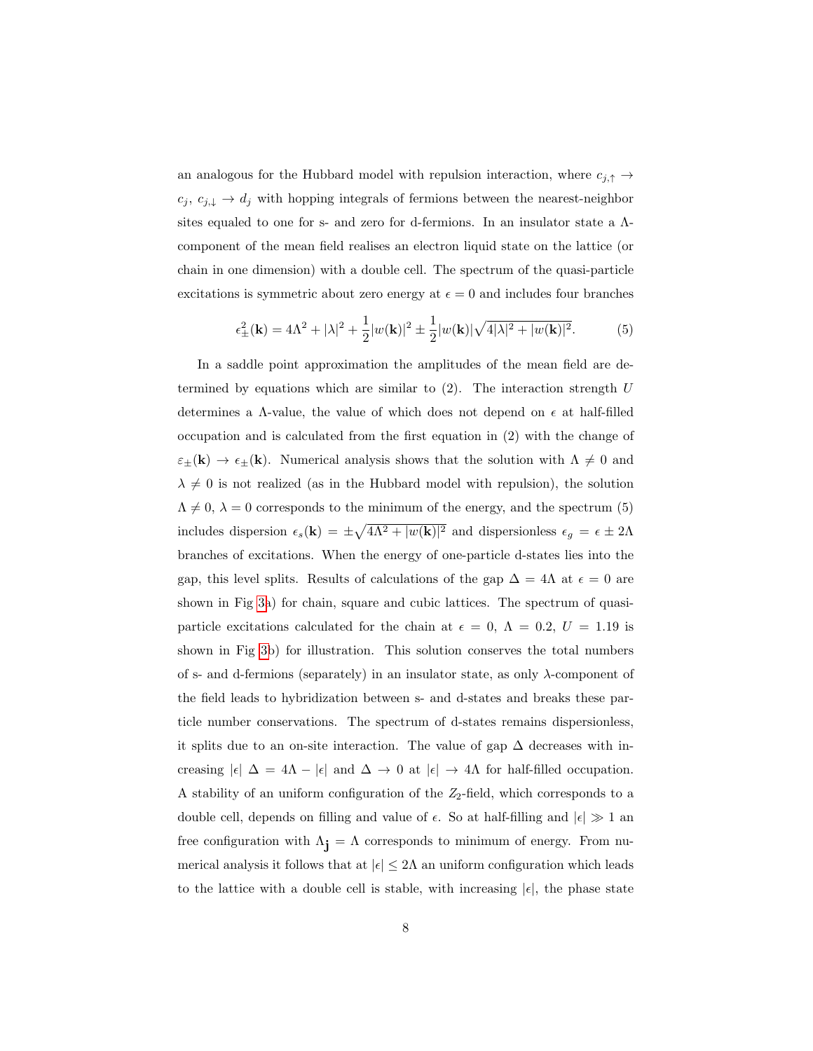an analogous for the Hubbard model with repulsion interaction, where $c_{j,\uparrow} \to c_j$, $c_{j,\downarrow} \to d_j$ with hopping integrals of fermions between the nearest-neighbor sites equaled to one for s- and zero for d-fermions. In an insulator state a $\Lambda$-component of the mean field realises an electron liquid state on the lattice (or chain in one dimension) with a double cell. The spectrum of the quasi-particle excitations is symmetric about zero energy at $\epsilon = 0$ and includes four branches

$$\epsilon^2_\pm(\mathbf{k}) = 4\Lambda^2 + |\lambda|^2 + \frac{1}{2}|w(\mathbf{k})|^2 \pm \frac{1}{2}|w(\mathbf{k})|\sqrt{4|\lambda|^2 + |w(\mathbf{k})|^2}. \quad (5)$$

In a saddle point approximation the amplitudes of the mean field are determined by equations which are similar to (2). The interaction strength $U$ determines a $\Lambda$-value, the value of which does not depend on $\epsilon$ at half-filled occupation and is calculated from the first equation in (2) with the change of $\varepsilon_\pm(\mathbf{k}) \to \epsilon_\pm(\mathbf{k})$. Numerical analysis shows that the solution with $\Lambda \neq 0$ and $\lambda \neq 0$ is not realized (as in the Hubbard model with repulsion), the solution $\Lambda \neq 0$, $\lambda = 0$ corresponds to the minimum of the energy, and the spectrum (5) includes dispersion $\epsilon_s(\mathbf{k}) = \pm\sqrt{4\Lambda^2 + |w(\mathbf{k})|^2}$ and dispersionless $\epsilon_g = \epsilon \pm 2\Lambda$ branches of excitations. When the energy of one-particle d-states lies into the gap, this level splits. Results of calculations of the gap $\Delta = 4\Lambda$ at $\epsilon = 0$ are shown in Fig 3a) for chain, square and cubic lattices. The spectrum of quasi-particle excitations calculated for the chain at $\epsilon = 0$, $\Lambda = 0.2$, $U = 1.19$ is shown in Fig 3b) for illustration. This solution conserves the total numbers of s- and d-fermions (separately) in an insulator state, as only $\lambda$-component of the field leads to hybridization between s- and d-states and breaks these particle number conservations. The spectrum of d-states remains dispersionless, it splits due to an on-site interaction. The value of gap $\Delta$ decreases with increasing $|\epsilon|$ $\Delta = 4\Lambda - |\epsilon|$ and $\Delta \to 0$ at $|\epsilon| \to 4\Lambda$ for half-filled occupation. A stability of an uniform configuration of the $Z_2$-field, which corresponds to a double cell, depends on filling and value of $\epsilon$. So at half-filling and $|\epsilon| \gg 1$ an free configuration with $\Lambda_{\mathbf{j}} = \Lambda$ corresponds to minimum of energy. From numerical analysis it follows that at $|\epsilon| \leq 2\Lambda$ an uniform configuration which leads to the lattice with a double cell is stable, with increasing $|\epsilon|$, the phase state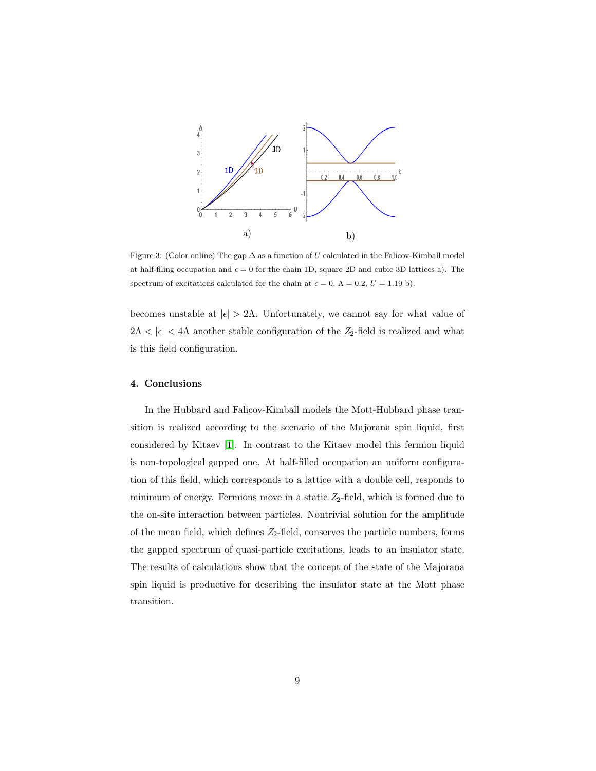Figure 3: (Color online) The gap $\Delta$ as a function of $U$ calculated in the Falicov-Kimball model at half-filing occupation and $\epsilon = 0$ for the chain 1D, square 2D and cubic 3D lattices a). The spectrum of excitations calculated for the chain at $\epsilon = 0$, $\Lambda = 0.2$, $U = 1.19$ b).

becomes unstable at $|\epsilon| > 2\Lambda$. Unfortunately, we cannot say for what value of $2\Lambda < |\epsilon| < 4\Lambda$ another stable configuration of the $Z_2$-field is realized and what is this field configuration.

### 4. Conclusions

In the Hubbard and Falicov-Kimball models the Mott-Hubbard phase transition is realized according to the scenario of the Majorana spin liquid, first considered by Kitaev [1]. In contrast to the Kitaev model this fermion liquid is non-topological gapped one. At half-filled occupation an uniform configuration of this field, which corresponds to a lattice with a double cell, responds to minimum of energy. Fermions move in a static $Z_2$-field, which is formed due to the on-site interaction between particles. Nontrivial solution for the amplitude of the mean field, which defines $Z_2$-field, conserves the particle numbers, forms the gapped spectrum of quasi-particle excitations, leads to an insulator state. The results of calculations show that the concept of the state of the Majorana spin liquid is productive for describing the insulator state at the Mott phase transition.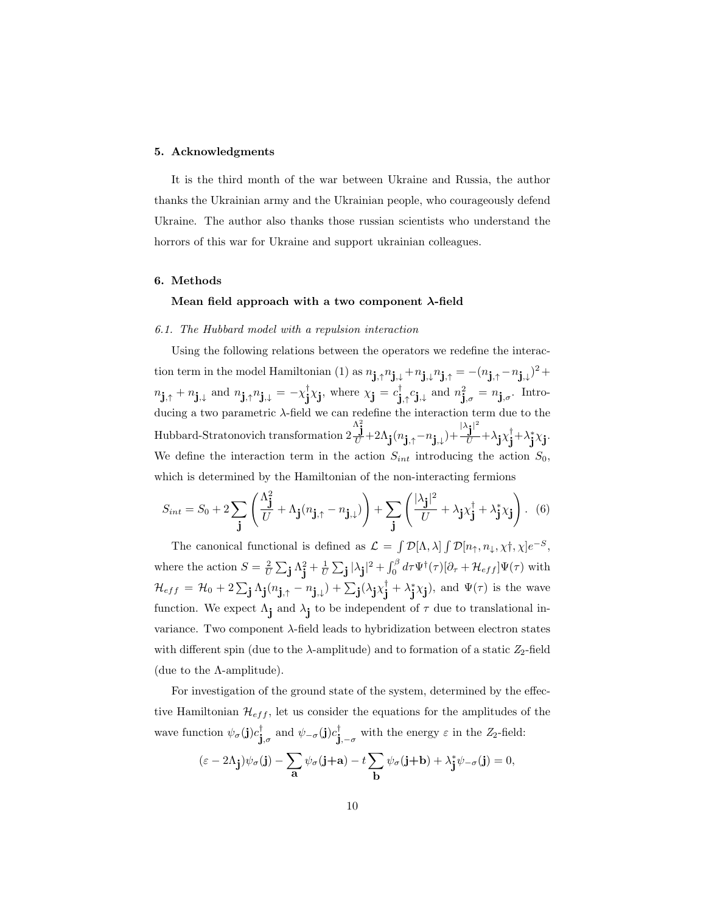## 5. Acknowledgments

It is the third month of the war between Ukraine and Russia, the author thanks the Ukrainian army and the Ukrainian people, who courageously defend Ukraine. The author also thanks those russian scientists who understand the horrors of this war for Ukraine and support ukrainian colleagues.

## 6. Methods

### Mean field approach with a two component $\lambda$-field

*6.1. The Hubbard model with a repulsion interaction*

Using the following relations between the operators we redefine the interaction term in the model Hamiltonian (1) as $n_{\mathbf{j},\uparrow}n_{\mathbf{j},\downarrow}+n_{\mathbf{j},\downarrow}n_{\mathbf{j},\uparrow} = -(n_{\mathbf{j},\uparrow}-n_{\mathbf{j},\downarrow})^2 + n_{\mathbf{j},\uparrow}+n_{\mathbf{j},\downarrow}$ and $n_{\mathbf{j},\uparrow}n_{\mathbf{j},\downarrow} = -\chi^\dagger_{\mathbf{j}}\chi_{\mathbf{j}}$, where $\chi_{\mathbf{j}} = c^\dagger_{\mathbf{j},\uparrow}c_{\mathbf{j},\downarrow}$ and $n^2_{\mathbf{j},\sigma} = n_{\mathbf{j},\sigma}$. Introducing a two parametric $\lambda$-field we can redefine the interaction term due to the Hubbard-Stratonovich transformation $2\frac{\Lambda^2_{\mathbf{j}}}{U}+2\Lambda_{\mathbf{j}}(n_{\mathbf{j},\uparrow}-n_{\mathbf{j},\downarrow})+\frac{|\lambda_{\mathbf{j}}|^2}{U}+\lambda_{\mathbf{j}}\chi^\dagger_{\mathbf{j}}+\lambda^*_{\mathbf{j}}\chi_{\mathbf{j}}$. We define the interaction term in the action $S_{int}$ introducing the action $S_0$, which is determined by the Hamiltonian of the non-interacting fermions

$$S_{int} = S_0 + 2\sum_{\mathbf{j}}\left(\frac{\Lambda^2_{\mathbf{j}}}{U}+\Lambda_{\mathbf{j}}(n_{\mathbf{j},\uparrow}-n_{\mathbf{j},\downarrow})\right)+\sum_{\mathbf{j}}\left(\frac{|\lambda_{\mathbf{j}}|^2}{U}+\lambda_{\mathbf{j}}\chi^\dagger_{\mathbf{j}}+\lambda^*_{\mathbf{j}}\chi_{\mathbf{j}}\right). \quad (6)$$

The canonical functional is defined as $\mathcal{L} = \int\mathcal{D}[\Lambda,\lambda]\int\mathcal{D}[n_\uparrow,n_\downarrow,\chi\dagger,\chi]e^{-S}$, where the action $S = \frac{2}{U}\sum_{\mathbf{j}}\Lambda^2_{\mathbf{j}}+\frac{1}{U}\sum_{\mathbf{j}}|\lambda_{\mathbf{j}}|^2+\int_0^\beta d\tau\Psi^\dagger(\tau)[\partial_\tau+\mathcal{H}_{eff}]\Psi(\tau)$ with $\mathcal{H}_{eff} = \mathcal{H}_0 + 2\sum_{\mathbf{j}}\Lambda_{\mathbf{j}}(n_{\mathbf{j},\uparrow}-n_{\mathbf{j},\downarrow})+\sum_{\mathbf{j}}(\lambda_{\mathbf{j}}\chi^\dagger_{\mathbf{j}}+\lambda^*_{\mathbf{j}}\chi_{\mathbf{j}})$, and $\Psi(\tau)$ is the wave function. We expect $\Lambda_{\mathbf{j}}$ and $\lambda_{\mathbf{j}}$ to be independent of $\tau$ due to translational invariance. Two component $\lambda$-field leads to hybridization between electron states with different spin (due to the $\lambda$-amplitude) and to formation of a static $Z_2$-field (due to the $\Lambda$-amplitude).

For investigation of the ground state of the system, determined by the effective Hamiltonian $\mathcal{H}_{eff}$, let us consider the equations for the amplitudes of the wave function $\psi_\sigma(\mathbf{j})c^\dagger_{\mathbf{j},\sigma}$ and $\psi_{-\sigma}(\mathbf{j})c^\dagger_{\mathbf{j},-\sigma}$ with the energy $\varepsilon$ in the $Z_2$-field:

$$(\varepsilon-2\Lambda_{\mathbf{j}})\psi_\sigma(\mathbf{j})-\sum_{\mathbf{a}}\psi_\sigma(\mathbf{j}+\mathbf{a})-t\sum_{\mathbf{b}}\psi_\sigma(\mathbf{j}+\mathbf{b})+\lambda^*_{\mathbf{j}}\psi_{-\sigma}(\mathbf{j}) = 0,$$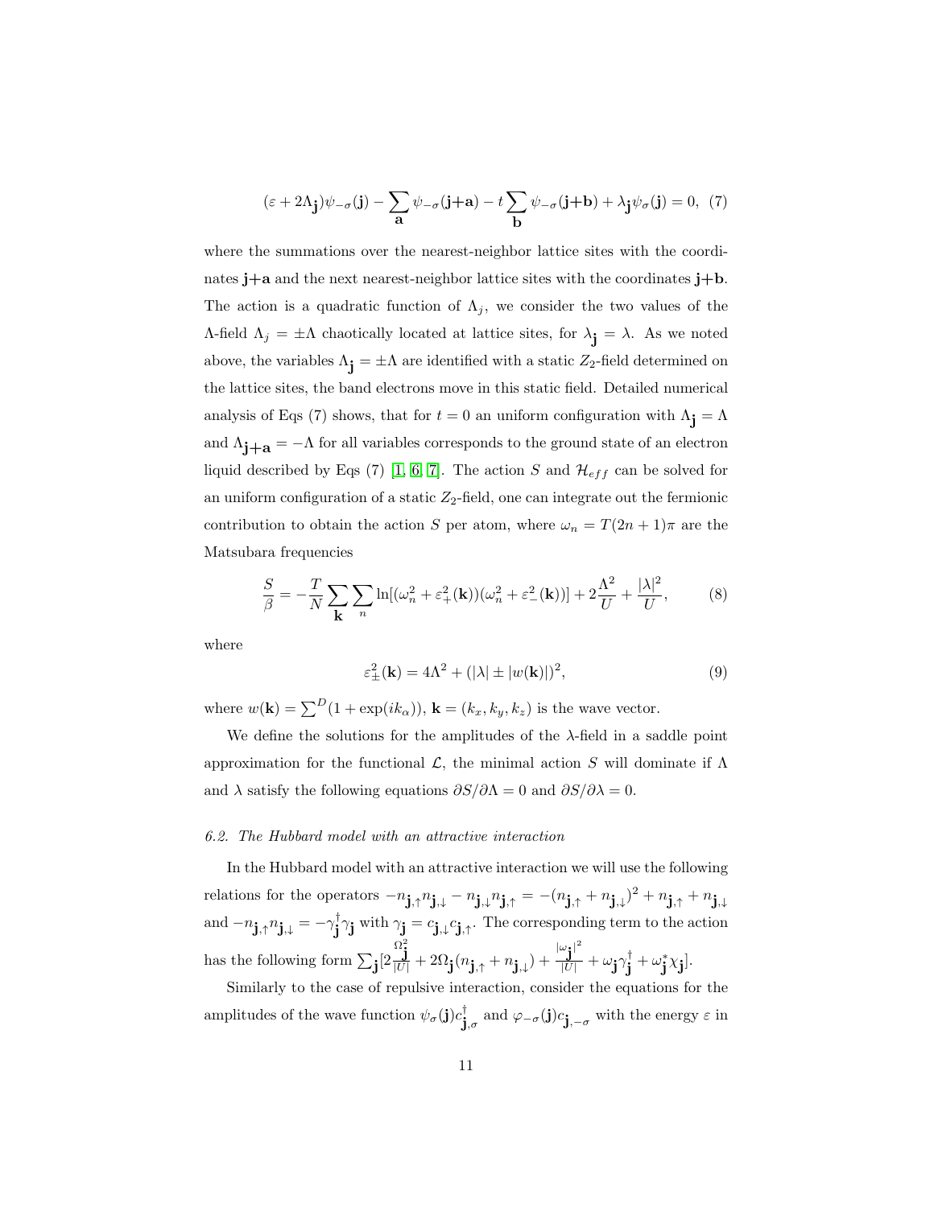$$(\varepsilon + 2\Lambda_{\mathbf{j}})\psi_{-\sigma}(\mathbf{j}) - \sum_{\mathbf{a}} \psi_{-\sigma}(\mathbf{j}{+}\mathbf{a}) - t\sum_{\mathbf{b}} \psi_{-\sigma}(\mathbf{j}{+}\mathbf{b}) + \lambda_{\mathbf{j}}\psi_{\sigma}(\mathbf{j}) = 0, \quad (7)$$

where the summations over the nearest-neighbor lattice sites with the coordinates $\mathbf{j}{+}\mathbf{a}$ and the next nearest-neighbor lattice sites with the coordinates $\mathbf{j}{+}\mathbf{b}$. The action is a quadratic function of $\Lambda_j$, we consider the two values of the $\Lambda$-field $\Lambda_j = \pm\Lambda$ chaotically located at lattice sites, for $\lambda_{\mathbf{j}} = \lambda$. As we noted above, the variables $\Lambda_{\mathbf{j}} = \pm\Lambda$ are identified with a static $Z_2$-field determined on the lattice sites, the band electrons move in this static field. Detailed numerical analysis of Eqs (7) shows, that for $t = 0$ an uniform configuration with $\Lambda_{\mathbf{j}} = \Lambda$ and $\Lambda_{\mathbf{j}+\mathbf{a}} = -\Lambda$ for all variables corresponds to the ground state of an electron liquid described by Eqs (7) [1, 6, 7]. The action $S$ and $\mathcal{H}_{eff}$ can be solved for an uniform configuration of a static $Z_2$-field, one can integrate out the fermionic contribution to obtain the action $S$ per atom, where $\omega_n = T(2n+1)\pi$ are the Matsubara frequencies

$$\frac{S}{\beta} = -\frac{T}{N}\sum_{\mathbf{k}}\sum_{n} \ln[(\omega_n^2 + \varepsilon_+^2(\mathbf{k}))(\omega_n^2 + \varepsilon_-^2(\mathbf{k}))] + 2\frac{\Lambda^2}{U} + \frac{|\lambda|^2}{U}, \quad (8)$$

where

$$\varepsilon_\pm^2(\mathbf{k}) = 4\Lambda^2 + (|\lambda| \pm |w(\mathbf{k})|)^2, \quad (9)$$

where $w(\mathbf{k}) = \sum^{D}(1 + \exp(ik_\alpha))$, $\mathbf{k} = (k_x, k_y, k_z)$ is the wave vector.

We define the solutions for the amplitudes of the $\lambda$-field in a saddle point approximation for the functional $\mathcal{L}$, the minimal action $S$ will dominate if $\Lambda$ and $\lambda$ satisfy the following equations $\partial S/\partial\Lambda = 0$ and $\partial S/\partial\lambda = 0$.

### *6.2. The Hubbard model with an attractive interaction*

In the Hubbard model with an attractive interaction we will use the following relations for the operators $-n_{\mathbf{j},\uparrow}n_{\mathbf{j},\downarrow} - n_{\mathbf{j},\downarrow}n_{\mathbf{j},\uparrow} = -(n_{\mathbf{j},\uparrow} + n_{\mathbf{j},\downarrow})^2 + n_{\mathbf{j},\uparrow} + n_{\mathbf{j},\downarrow}$ and $-n_{\mathbf{j},\uparrow}n_{\mathbf{j},\downarrow} = -\gamma_{\mathbf{j}}^\dagger\gamma_{\mathbf{j}}$ with $\gamma_{\mathbf{j}} = c_{\mathbf{j},\downarrow}c_{\mathbf{j},\uparrow}$. The corresponding term to the action has the following form $\sum_{\mathbf{j}}[2\frac{\Omega_{\mathbf{j}}^2}{|U|} + 2\Omega_{\mathbf{j}}(n_{\mathbf{j},\uparrow} + n_{\mathbf{j},\downarrow}) + \frac{|\omega_{\mathbf{j}}|^2}{|U|} + \omega_{\mathbf{j}}\gamma_{\mathbf{j}}^\dagger + \omega_{\mathbf{j}}^*\chi_{\mathbf{j}}]$.

Similarly to the case of repulsive interaction, consider the equations for the amplitudes of the wave function $\psi_\sigma(\mathbf{j})c_{\mathbf{j},\sigma}^\dagger$ and $\varphi_{-\sigma}(\mathbf{j})c_{\mathbf{j},-\sigma}$ with the energy $\varepsilon$ in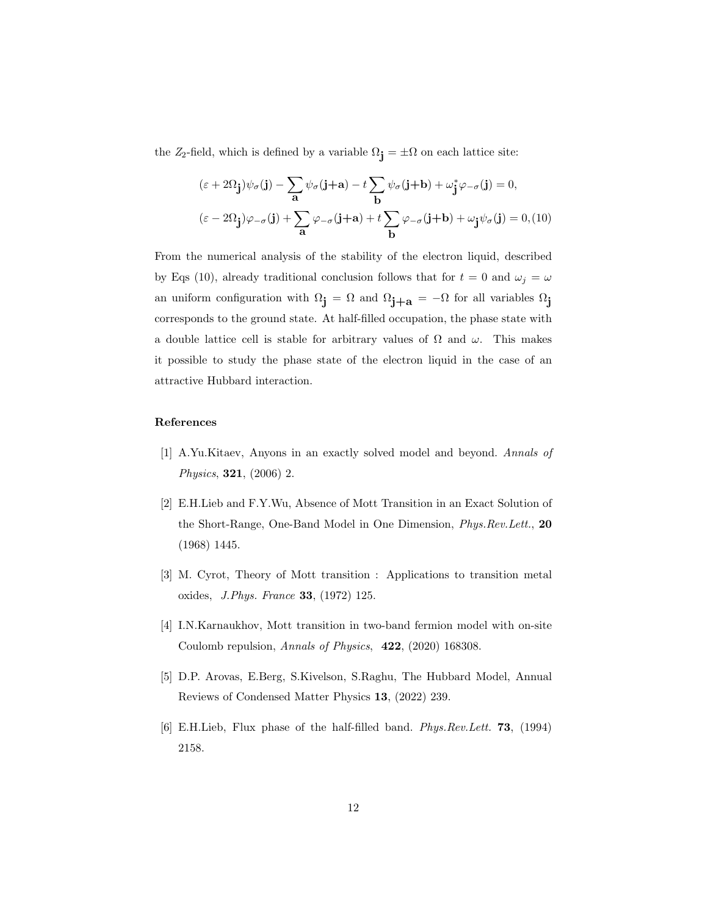the $Z_2$-field, which is defined by a variable $\Omega_{\mathbf{j}} = \pm\Omega$ on each lattice site:

$$
\begin{aligned}
&(\varepsilon + 2\Omega_{\mathbf{j}})\psi_\sigma(\mathbf{j}) - \sum_{\mathbf{a}} \psi_\sigma(\mathbf{j}+\mathbf{a}) - t\sum_{\mathbf{b}} \psi_\sigma(\mathbf{j}+\mathbf{b}) + \omega^*_{\mathbf{j}}\varphi_{-\sigma}(\mathbf{j}) = 0,\\
&(\varepsilon - 2\Omega_{\mathbf{j}})\varphi_{-\sigma}(\mathbf{j}) + \sum_{\mathbf{a}} \varphi_{-\sigma}(\mathbf{j}+\mathbf{a}) + t\sum_{\mathbf{b}} \varphi_{-\sigma}(\mathbf{j}+\mathbf{b}) + \omega_{\mathbf{j}}\psi_\sigma(\mathbf{j}) = 0, \quad (10)
\end{aligned}
$$

From the numerical analysis of the stability of the electron liquid, described by Eqs (10), already traditional conclusion follows that for $t = 0$ and $\omega_j = \omega$ an uniform configuration with $\Omega_{\mathbf{j}} = \Omega$ and $\Omega_{\mathbf{j}+\mathbf{a}} = -\Omega$ for all variables $\Omega_{\mathbf{j}}$ corresponds to the ground state. At half-filled occupation, the phase state with a double lattice cell is stable for arbitrary values of $\Omega$ and $\omega$. This makes it possible to study the phase state of the electron liquid in the case of an attractive Hubbard interaction.

### References

[1] A.Yu.Kitaev, Anyons in an exactly solved model and beyond. *Annals of Physics*, **321**, (2006) 2.

[2] E.H.Lieb and F.Y.Wu, Absence of Mott Transition in an Exact Solution of the Short-Range, One-Band Model in One Dimension, *Phys.Rev.Lett.*, **20** (1968) 1445.

[3] M. Cyrot, Theory of Mott transition : Applications to transition metal oxides, *J.Phys. France* **33**, (1972) 125.

[4] I.N.Karnaukhov, Mott transition in two-band fermion model with on-site Coulomb repulsion, *Annals of Physics*, **422**, (2020) 168308.

[5] D.P. Arovas, E.Berg, S.Kivelson, S.Raghu, The Hubbard Model, Annual Reviews of Condensed Matter Physics **13**, (2022) 239.

[6] E.H.Lieb, Flux phase of the half-filled band. *Phys.Rev.Lett.* **73**, (1994) 2158.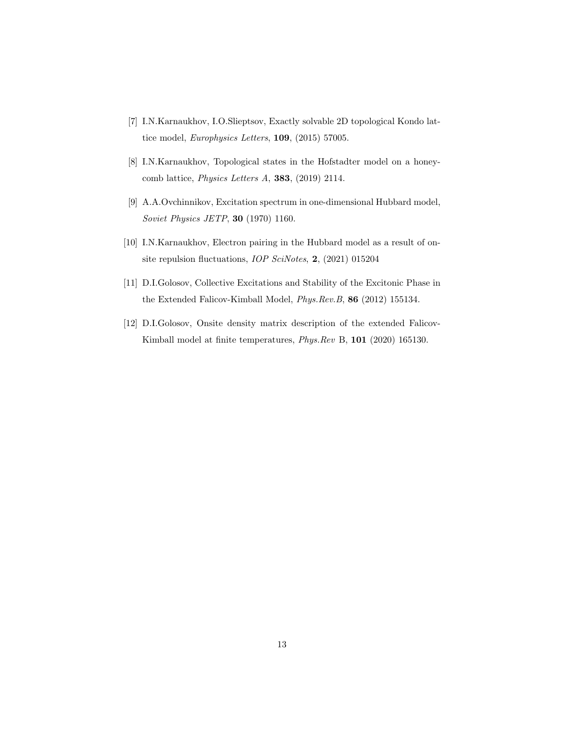[7] I.N.Karnaukhov, I.O.Slieptsov, Exactly solvable 2D topological Kondo lattice model, *Europhysics Letters*, **109**, (2015) 57005.

[8] I.N.Karnaukhov, Topological states in the Hofstadter model on a honeycomb lattice, *Physics Letters A*, **383**, (2019) 2114.

[9] A.A.Ovchinnikov, Excitation spectrum in one-dimensional Hubbard model, *Soviet Physics JETP*, **30** (1970) 1160.

[10] I.N.Karnaukhov, Electron pairing in the Hubbard model as a result of onsite repulsion fluctuations, *IOP SciNotes*, **2**, (2021) 015204

[11] D.I.Golosov, Collective Excitations and Stability of the Excitonic Phase in the Extended Falicov-Kimball Model, *Phys.Rev.B*, **86** (2012) 155134.

[12] D.I.Golosov, Onsite density matrix description of the extended Falicov-Kimball model at finite temperatures, *Phys.Rev* B, **101** (2020) 165130.